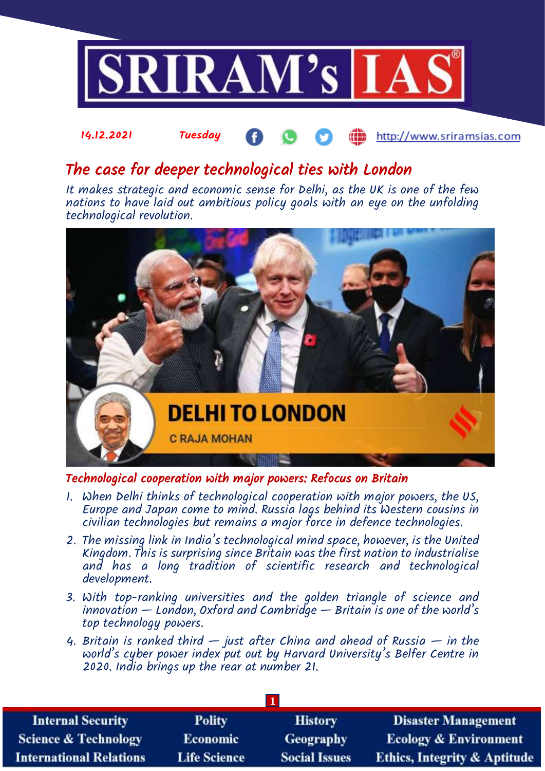14.12.2021 Tuesday http://www.sriramsias.com

# The case for deeper technological ties with London

*It makes strategic and economic sense for Delhi, as the UK is one of the few nations to have laid out ambitious policy goals with an eye on the unfolding technological revolution.*

DELHI TO LONDON

C RAJA MOHAN

## Technological cooperation with major powers: Refocus on Britain

1. When Delhi thinks of technological cooperation with major powers, the US, Europe and Japan come to mind. Russia lags behind its Western cousins in civilian technologies but remains a major force in defence technologies.
2. The missing link in India's technological mind space, however, is the United Kingdom. This is surprising since Britain was the first nation to industrialise and has a long tradition of scientific research and technological development.
3. With top-ranking universities and the golden triangle of science and innovation — London, Oxford and Cambridge — Britain is one of the world's top technology powers.
4. Britain is ranked third — just after China and ahead of Russia — in the world's cyber power index put out by Harvard University's Belfer Centre in 2020. India brings up the rear at number 21.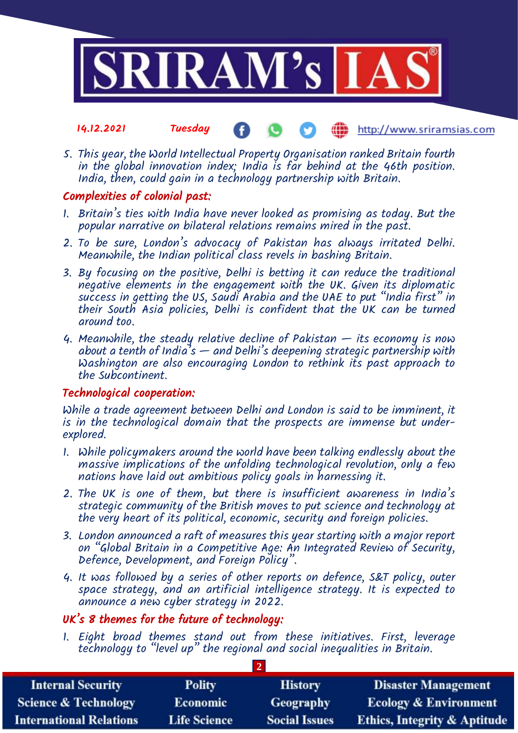5. This year, the World Intellectual Property Organisation ranked Britain fourth in the global innovation index; India is far behind at the 46th position. India, then, could gain in a technology partnership with Britain.

## Complexities of colonial past:

1. Britain's ties with India have never looked as promising as today. But the popular narrative on bilateral relations remains mired in the past.
2. To be sure, London's advocacy of Pakistan has always irritated Delhi. Meanwhile, the Indian political class revels in bashing Britain.
3. By focusing on the positive, Delhi is betting it can reduce the traditional negative elements in the engagement with the UK. Given its diplomatic success in getting the US, Saudi Arabia and the UAE to put "India first" in their South Asia policies, Delhi is confident that the UK can be turned around too.
4. Meanwhile, the steady relative decline of Pakistan — its economy is now about a tenth of India's — and Delhi's deepening strategic partnership with Washington are also encouraging London to rethink its past approach to the Subcontinent.

## Technological cooperation:

While a trade agreement between Delhi and London is said to be imminent, it is in the technological domain that the prospects are immense but under-explored.

1. While policymakers around the world have been talking endlessly about the massive implications of the unfolding technological revolution, only a few nations have laid out ambitious policy goals in harnessing it.
2. The UK is one of them, but there is insufficient awareness in India's strategic community of the British moves to put science and technology at the very heart of its political, economic, security and foreign policies.
3. London announced a raft of measures this year starting with a major report on "Global Britain in a Competitive Age: An Integrated Review of Security, Defence, Development, and Foreign Policy".
4. It was followed by a series of other reports on defence, S&T policy, outer space strategy, and an artificial intelligence strategy. It is expected to announce a new cyber strategy in 2022.

## UK's 8 themes for the future of technology:

1. Eight broad themes stand out from these initiatives. First, leverage technology to "level up" the regional and social inequalities in Britain.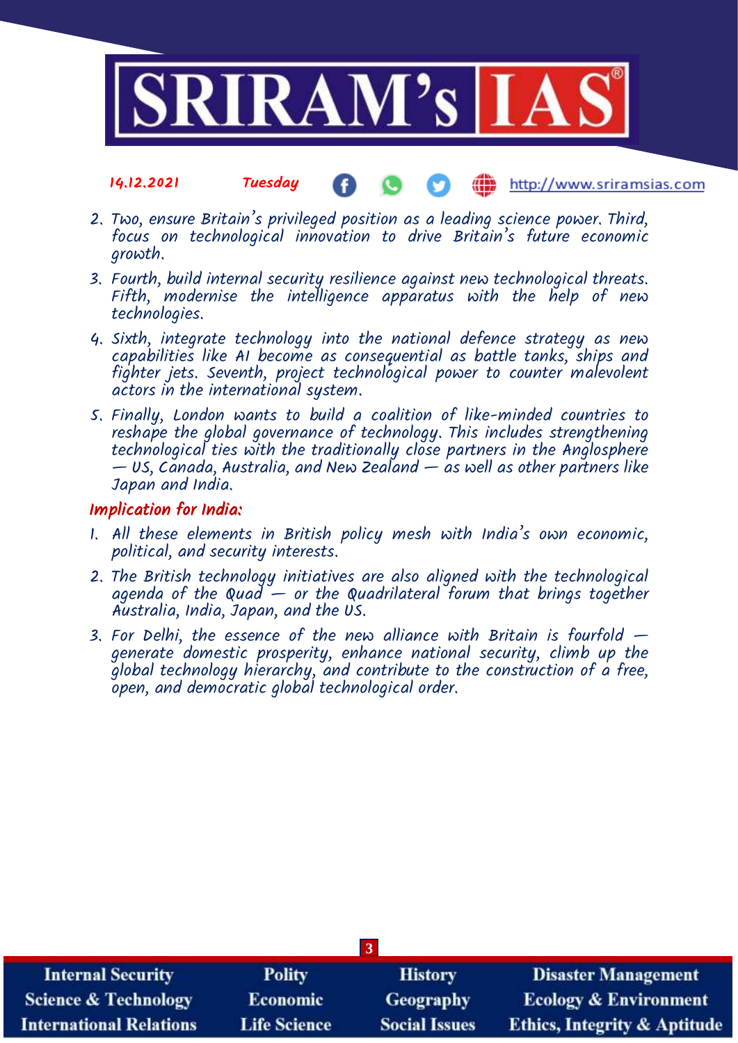2. Two, ensure Britain's privileged position as a leading science power. Third, focus on technological innovation to drive Britain's future economic growth.
3. Fourth, build internal security resilience against new technological threats. Fifth, modernise the intelligence apparatus with the help of new technologies.
4. Sixth, integrate technology into the national defence strategy as new capabilities like AI become as consequential as battle tanks, ships and fighter jets. Seventh, project technological power to counter malevolent actors in the international system.
5. Finally, London wants to build a coalition of like-minded countries to reshape the global governance of technology. This includes strengthening technological ties with the traditionally close partners in the Anglosphere — US, Canada, Australia, and New Zealand — as well as other partners like Japan and India.

## Implication for India:

1. All these elements in British policy mesh with India's own economic, political, and security interests.
2. The British technology initiatives are also aligned with the technological agenda of the Quad — or the Quadrilateral forum that brings together Australia, India, Japan, and the US.
3. For Delhi, the essence of the new alliance with Britain is fourfold — generate domestic prosperity, enhance national security, climb up the global technology hierarchy, and contribute to the construction of a free, open, and democratic global technological order.